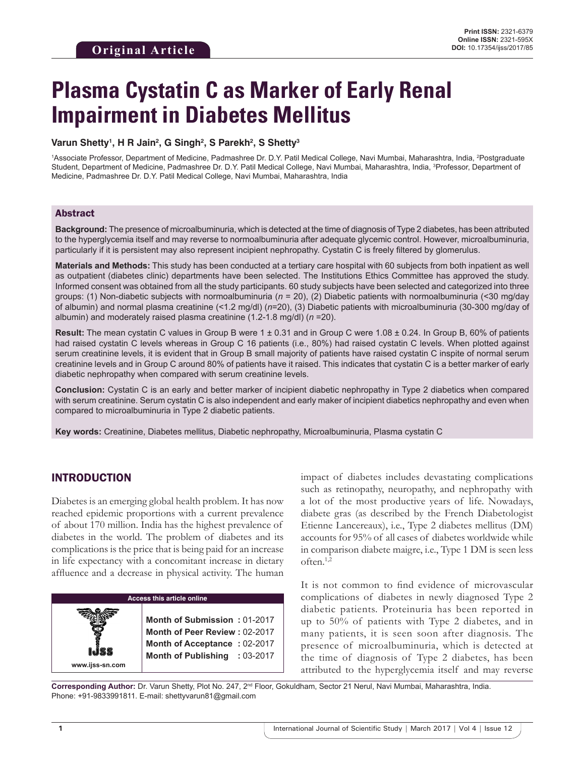Original Article

Print ISSN: 2321-6379
Online ISSN: 2321-595X
DOI: 10.17354/ijss/2017/85

# Plasma Cystatin C as Marker of Early Renal Impairment in Diabetes Mellitus

**Varun Shetty[1], H R Jain[2], G Singh[2], S Parekh[2], S Shetty[3]**

[1]Associate Professor, Department of Medicine, Padmashree Dr. D.Y. Patil Medical College, Navi Mumbai, Maharashtra, India, [2]Postgraduate Student, Department of Medicine, Padmashree Dr. D.Y. Patil Medical College, Navi Mumbai, Maharashtra, India, [3]Professor, Department of Medicine, Padmashree Dr. D.Y. Patil Medical College, Navi Mumbai, Maharashtra, India

## Abstract

**Background:** The presence of microalbuminuria, which is detected at the time of diagnosis of Type 2 diabetes, has been attributed to the hyperglycemia itself and may reverse to normoalbuminuria after adequate glycemic control. However, microalbuminuria, particularly if it is persistent may also represent incipient nephropathy. Cystatin C is freely filtered by glomerulus.

**Materials and Methods:** This study has been conducted at a tertiary care hospital with 60 subjects from both inpatient as well as outpatient (diabetes clinic) departments have been selected. The Institutions Ethics Committee has approved the study. Informed consent was obtained from all the study participants. 60 study subjects have been selected and categorized into three groups: (1) Non-diabetic subjects with normoalbuminuria (*n* = 20), (2) Diabetic patients with normoalbuminuria (<30 mg/day of albumin) and normal plasma creatinine (<1.2 mg/dl) (*n*=20), (3) Diabetic patients with microalbuminuria (30-300 mg/day of albumin) and moderately raised plasma creatinine (1.2-1.8 mg/dl) (*n* =20).

**Result:** The mean cystatin C values in Group B were 1 ± 0.31 and in Group C were 1.08 ± 0.24. In Group B, 60% of patients had raised cystatin C levels whereas in Group C 16 patients (i.e., 80%) had raised cystatin C levels. When plotted against serum creatinine levels, it is evident that in Group B small majority of patients have raised cystatin C inspite of normal serum creatinine levels and in Group C around 80% of patients have it raised. This indicates that cystatin C is a better marker of early diabetic nephropathy when compared with serum creatinine levels.

**Conclusion:** Cystatin C is an early and better marker of incipient diabetic nephropathy in Type 2 diabetics when compared with serum creatinine. Serum cystatin C is also independent and early maker of incipient diabetics nephropathy and even when compared to microalbuminuria in Type 2 diabetic patients.

**Key words:** Creatinine, Diabetes mellitus, Diabetic nephropathy, Microalbuminuria, Plasma cystatin C

## INTRODUCTION

Diabetes is an emerging global health problem. It has now reached epidemic proportions with a current prevalence of about 170 million. India has the highest prevalence of diabetes in the world. The problem of diabetes and its complications is the price that is being paid for an increase in life expectancy with a concomitant increase in dietary affluence and a decrease in physical activity. The human impact of diabetes includes devastating complications such as retinopathy, neuropathy, and nephropathy with a lot of the most productive years of life. Nowadays, diabete gras (as described by the French Diabetologist Etienne Lancereaux), i.e., Type 2 diabetes mellitus (DM) accounts for 95% of all cases of diabetes worldwide while in comparison diabete maigre, i.e., Type 1 DM is seen less often.[1,2]

It is not common to find evidence of microvascular complications of diabetes in newly diagnosed Type 2 diabetic patients. Proteinuria has been reported in up to 50% of patients with Type 2 diabetes, and in many patients, it is seen soon after diagnosis. The presence of microalbuminuria, which is detected at the time of diagnosis of Type 2 diabetes, has been attributed to the hyperglycemia itself and may reverse

| Access this article online | |
|---|---|
| IJSS www.ijss-sn.com | **Month of Submission :** 01-2017<br>**Month of Peer Review :** 02-2017<br>**Month of Acceptance :** 02-2017<br>**Month of Publishing :** 03-2017 |

**Corresponding Author:** Dr. Varun Shetty, Plot No. 247, 2nd Floor, Gokuldham, Sector 21 Nerul, Navi Mumbai, Maharashtra, India. Phone: +91-9833991811. E-mail: shettyvarun81@gmail.com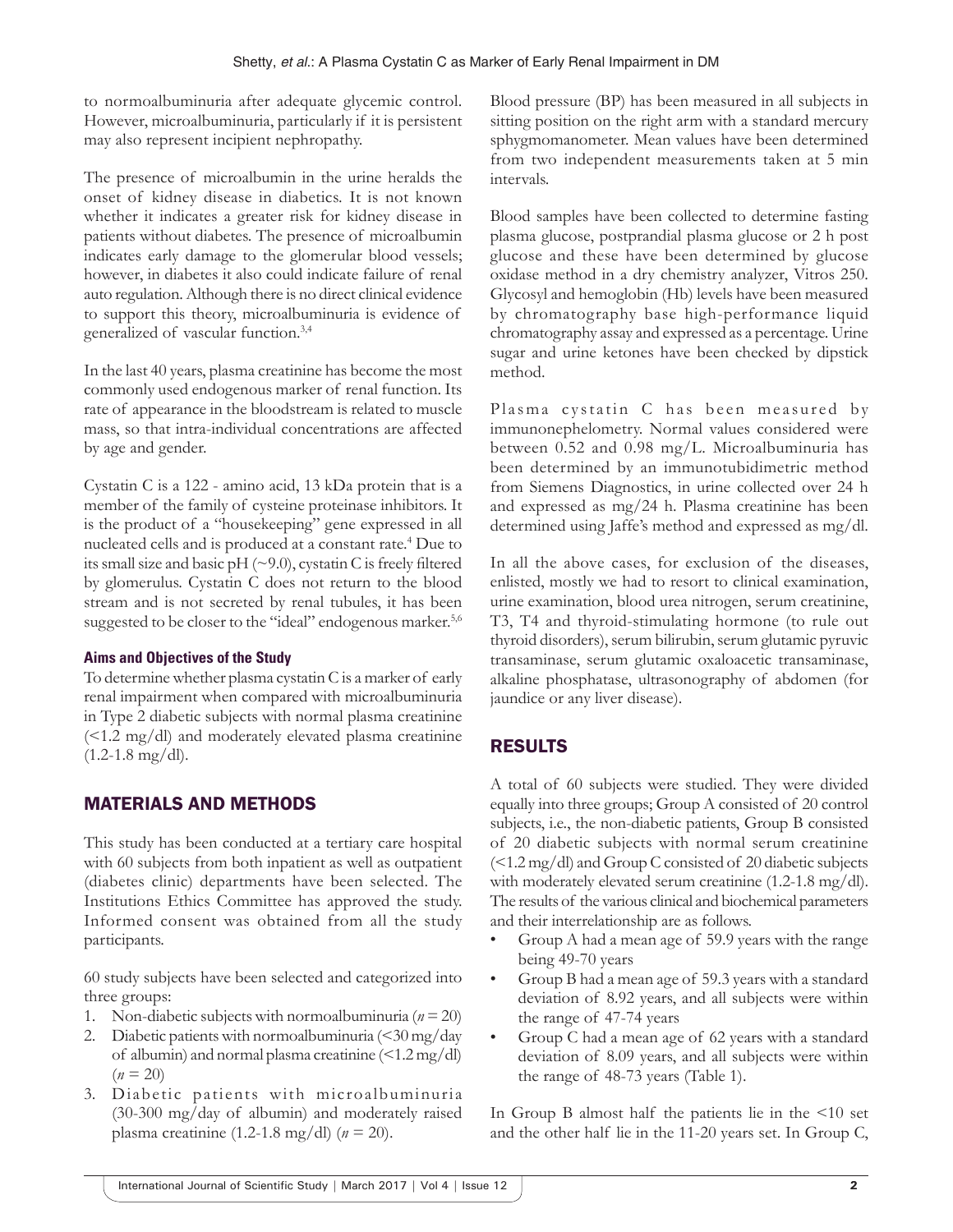to normoalbuminuria after adequate glycemic control. However, microalbuminuria, particularly if it is persistent may also represent incipient nephropathy.

The presence of microalbumin in the urine heralds the onset of kidney disease in diabetics. It is not known whether it indicates a greater risk for kidney disease in patients without diabetes. The presence of microalbumin indicates early damage to the glomerular blood vessels; however, in diabetes it also could indicate failure of renal auto regulation. Although there is no direct clinical evidence to support this theory, microalbuminuria is evidence of generalized of vascular function.[3,4]

In the last 40 years, plasma creatinine has become the most commonly used endogenous marker of renal function. Its rate of appearance in the bloodstream is related to muscle mass, so that intra-individual concentrations are affected by age and gender.

Cystatin C is a 122 - amino acid, 13 kDa protein that is a member of the family of cysteine proteinase inhibitors. It is the product of a "housekeeping" gene expressed in all nucleated cells and is produced at a constant rate.[4] Due to its small size and basic pH (~9.0), cystatin C is freely filtered by glomerulus. Cystatin C does not return to the blood stream and is not secreted by renal tubules, it has been suggested to be closer to the "ideal" endogenous marker.[5,6]

#### Aims and Objectives of the Study

To determine whether plasma cystatin C is a marker of early renal impairment when compared with microalbuminuria in Type 2 diabetic subjects with normal plasma creatinine (<1.2 mg/dl) and moderately elevated plasma creatinine (1.2-1.8 mg/dl).

## MATERIALS AND METHODS

This study has been conducted at a tertiary care hospital with 60 subjects from both inpatient as well as outpatient (diabetes clinic) departments have been selected. The Institutions Ethics Committee has approved the study. Informed consent was obtained from all the study participants.

60 study subjects have been selected and categorized into three groups:

1. Non-diabetic subjects with normoalbuminuria ($n = 20$)
2. Diabetic patients with normoalbuminuria (<30 mg/day of albumin) and normal plasma creatinine (<1.2 mg/dl) ($n = 20$)
3. Diabetic patients with microalbuminuria (30-300 mg/day of albumin) and moderately raised plasma creatinine (1.2-1.8 mg/dl) ($n = 20$).

Blood pressure (BP) has been measured in all subjects in sitting position on the right arm with a standard mercury sphygmomanometer. Mean values have been determined from two independent measurements taken at 5 min intervals.

Blood samples have been collected to determine fasting plasma glucose, postprandial plasma glucose or 2 h post glucose and these have been determined by glucose oxidase method in a dry chemistry analyzer, Vitros 250. Glycosyl and hemoglobin (Hb) levels have been measured by chromatography base high-performance liquid chromatography assay and expressed as a percentage. Urine sugar and urine ketones have been checked by dipstick method.

Plasma cystatin C has been measured by immunonephelometry. Normal values considered were between 0.52 and 0.98 mg/L. Microalbuminuria has been determined by an immunotubidimetric method from Siemens Diagnostics, in urine collected over 24 h and expressed as mg/24 h. Plasma creatinine has been determined using Jaffe's method and expressed as mg/dl.

In all the above cases, for exclusion of the diseases, enlisted, mostly we had to resort to clinical examination, urine examination, blood urea nitrogen, serum creatinine, T3, T4 and thyroid-stimulating hormone (to rule out thyroid disorders), serum bilirubin, serum glutamic pyruvic transaminase, serum glutamic oxaloacetic transaminase, alkaline phosphatase, ultrasonography of abdomen (for jaundice or any liver disease).

## RESULTS

A total of 60 subjects were studied. They were divided equally into three groups; Group A consisted of 20 control subjects, i.e., the non-diabetic patients, Group B consisted of 20 diabetic subjects with normal serum creatinine (<1.2 mg/dl) and Group C consisted of 20 diabetic subjects with moderately elevated serum creatinine (1.2-1.8 mg/dl). The results of the various clinical and biochemical parameters and their interrelationship are as follows.

- Group A had a mean age of 59.9 years with the range being 49-70 years
- Group B had a mean age of 59.3 years with a standard deviation of 8.92 years, and all subjects were within the range of 47-74 years
- Group C had a mean age of 62 years with a standard deviation of 8.09 years, and all subjects were within the range of 48-73 years (Table 1).

In Group B almost half the patients lie in the <10 set and the other half lie in the 11-20 years set. In Group C,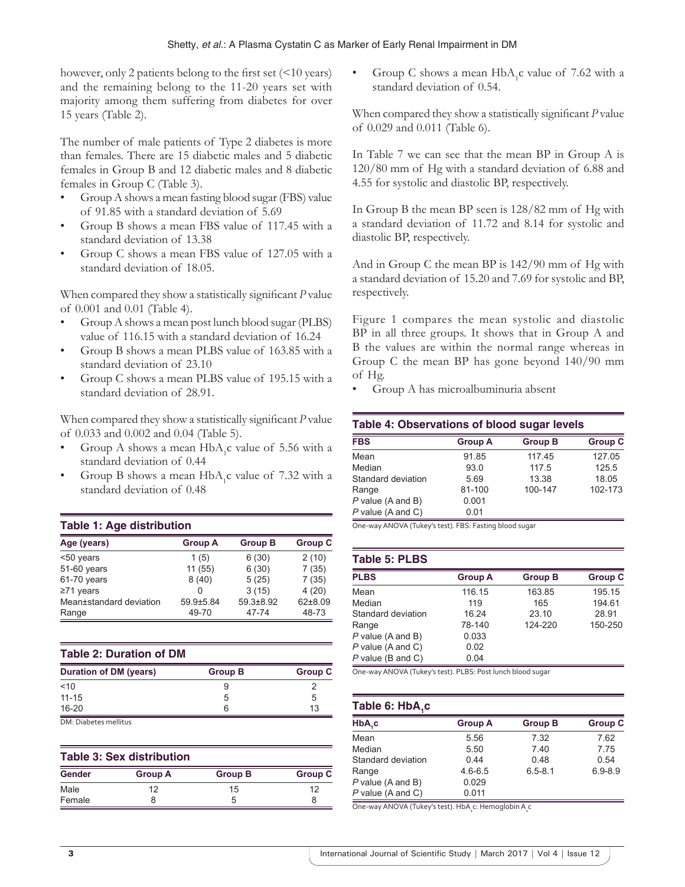however, only 2 patients belong to the first set (<10 years) and the remaining belong to the 11-20 years set with majority among them suffering from diabetes for over 15 years (Table 2).

The number of male patients of Type 2 diabetes is more than females. There are 15 diabetic males and 5 diabetic females in Group B and 12 diabetic males and 8 diabetic females in Group C (Table 3).

- Group A shows a mean fasting blood sugar (FBS) value of 91.85 with a standard deviation of 5.69
- Group B shows a mean FBS value of 117.45 with a standard deviation of 13.38
- Group C shows a mean FBS value of 127.05 with a standard deviation of 18.05.

When compared they show a statistically significant *P* value of 0.001 and 0.01 (Table 4).

- Group A shows a mean post lunch blood sugar (PLBS) value of 116.15 with a standard deviation of 16.24
- Group B shows a mean PLBS value of 163.85 with a standard deviation of 23.10
- Group C shows a mean PLBS value of 195.15 with a standard deviation of 28.91.

When compared they show a statistically significant *P* value of 0.033 and 0.002 and 0.04 (Table 5).

- Group A shows a mean $HbA_1c$ value of 5.56 with a standard deviation of 0.44
- Group B shows a mean $HbA_1c$ value of 7.32 with a standard deviation of 0.48
- Group C shows a mean $HbA_1c$ value of 7.62 with a standard deviation of 0.54.

When compared they show a statistically significant *P* value of 0.029 and 0.011 (Table 6).

In Table 7 we can see that the mean BP in Group A is 120/80 mm of Hg with a standard deviation of 6.88 and 4.55 for systolic and diastolic BP, respectively.

In Group B the mean BP seen is 128/82 mm of Hg with a standard deviation of 11.72 and 8.14 for systolic and diastolic BP, respectively.

And in Group C the mean BP is 142/90 mm of Hg with a standard deviation of 15.20 and 7.69 for systolic and BP, respectively.

Figure 1 compares the mean systolic and diastolic BP in all three groups. It shows that in Group A and B the values are within the normal range whereas in Group C the mean BP has gone beyond 140/90 mm of Hg.

- Group A has microalbuminuria absent

**Table 1: Age distribution**

| Age (years) | Group A | Group B | Group C |
|---|---|---|---|
| <50 years | 1 (5) | 6 (30) | 2 (10) |
| 51-60 years | 11 (55) | 6 (30) | 7 (35) |
| 61-70 years | 8 (40) | 5 (25) | 7 (35) |
| ≥71 years | 0 | 3 (15) | 4 (20) |
| Mean±standard deviation | 59.9±5.84 | 59.3±8.92 | 62±8.09 |
| Range | 49-70 | 47-74 | 48-73 |

**Table 2: Duration of DM**

| Duration of DM (years) | Group B | Group C |
|---|---|---|
| <10 | 9 | 2 |
| 11-15 | 5 | 5 |
| 16-20 | 6 | 13 |

DM: Diabetes mellitus

**Table 3: Sex distribution**

| Gender | Group A | Group B | Group C |
|---|---|---|---|
| Male | 12 | 15 | 12 |
| Female | 8 | 5 | 8 |

**Table 4: Observations of blood sugar levels**

| FBS | Group A | Group B | Group C |
|---|---|---|---|
| Mean | 91.85 | 117.45 | 127.05 |
| Median | 93.0 | 117.5 | 125.5 |
| Standard deviation | 5.69 | 13.38 | 18.05 |
| Range | 81-100 | 100-147 | 102-173 |
| *P* value (A and B) | 0.001 | | |
| *P* value (A and C) | 0.01 | | |

One-way ANOVA (Tukey's test). FBS: Fasting blood sugar

**Table 5: PLBS**

| PLBS | Group A | Group B | Group C |
|---|---|---|---|
| Mean | 116.15 | 163.85 | 195.15 |
| Median | 119 | 165 | 194.61 |
| Standard deviation | 16.24 | 23.10 | 28.91 |
| Range | 78-140 | 124-220 | 150-250 |
| *P* value (A and B) | 0.033 | | |
| *P* value (A and C) | 0.02 | | |
| *P* value (B and C) | 0.04 | | |

One-way ANOVA (Tukey's test). PLBS: Post lunch blood sugar

**Table 6: $HbA_1c$**

| $HbA_1c$ | Group A | Group B | Group C |
|---|---|---|---|
| Mean | 5.56 | 7.32 | 7.62 |
| Median | 5.50 | 7.40 | 7.75 |
| Standard deviation | 0.44 | 0.48 | 0.54 |
| Range | 4.6-6.5 | 6.5-8.1 | 6.9-8.9 |
| *P* value (A and B) | 0.029 | | |
| *P* value (A and C) | 0.011 | | |

One-way ANOVA (Tukey's test). $HbA_1c$: Hemoglobin $A_1c$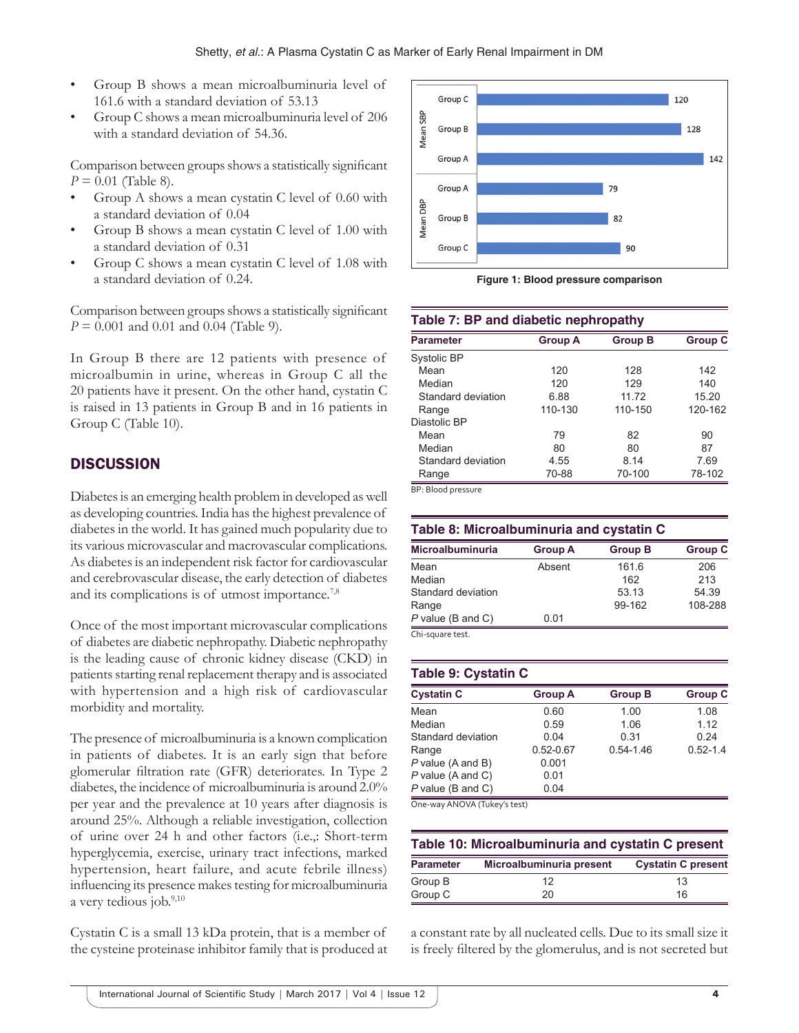- Group B shows a mean microalbuminuria level of 161.6 with a standard deviation of 53.13
- Group C shows a mean microalbuminuria level of 206 with a standard deviation of 54.36.

Comparison between groups shows a statistically significant $P = 0.01$ (Table 8).

- Group A shows a mean cystatin C level of 0.60 with a standard deviation of 0.04
- Group B shows a mean cystatin C level of 1.00 with a standard deviation of 0.31
- Group C shows a mean cystatin C level of 1.08 with a standard deviation of 0.24.

Comparison between groups shows a statistically significant $P = 0.001$ and 0.01 and 0.04 (Table 9).

In Group B there are 12 patients with presence of microalbumin in urine, whereas in Group C all the 20 patients have it present. On the other hand, cystatin C is raised in 13 patients in Group B and in 16 patients in Group C (Table 10).

| | Group | Value |
|---|---|---|
| Mean SBP | Group C | 120 |
| | Group B | 128 |
| | Group A | 142 |
| Mean DBP | Group A | 79 |
| | Group B | 82 |
| | Group C | 90 |

**Figure 1: Blood pressure comparison**

**Table 7: BP and diabetic nephropathy**

| Parameter | Group A | Group B | Group C |
|---|---|---|---|
| Systolic BP | | | |
| Mean | 120 | 128 | 142 |
| Median | 120 | 129 | 140 |
| Standard deviation | 6.88 | 11.72 | 15.20 |
| Range | 110-130 | 110-150 | 120-162 |
| Diastolic BP | | | |
| Mean | 79 | 82 | 90 |
| Median | 80 | 80 | 87 |
| Standard deviation | 4.55 | 8.14 | 7.69 |
| Range | 70-88 | 70-100 | 78-102 |

BP: Blood pressure

**Table 8: Microalbuminuria and cystatin C**

| Microalbuminuria | Group A | Group B | Group C |
|---|---|---|---|
| Mean | Absent | 161.6 | 206 |
| Median | | 162 | 213 |
| Standard deviation | | 53.13 | 54.39 |
| Range | | 99-162 | 108-288 |
| *P* value (B and C) | 0.01 | | |

Chi-square test.

**Table 9: Cystatin C**

| Cystatin C | Group A | Group B | Group C |
|---|---|---|---|
| Mean | 0.60 | 1.00 | 1.08 |
| Median | 0.59 | 1.06 | 1.12 |
| Standard deviation | 0.04 | 0.31 | 0.24 |
| Range | 0.52-0.67 | 0.54-1.46 | 0.52-1.4 |
| *P* value (A and B) | 0.001 | | |
| *P* value (A and C) | 0.01 | | |
| *P* value (B and C) | 0.04 | | |

One-way ANOVA (Tukey's test)

**Table 10: Microalbuminuria and cystatin C present**

| Parameter | Microalbuminuria present | Cystatin C present |
|---|---|---|
| Group B | 12 | 13 |
| Group C | 20 | 16 |

## DISCUSSION

Diabetes is an emerging health problem in developed as well as developing countries. India has the highest prevalence of diabetes in the world. It has gained much popularity due to its various microvascular and macrovascular complications. As diabetes is an independent risk factor for cardiovascular and cerebrovascular disease, the early detection of diabetes and its complications is of utmost importance.[7,8]

Once of the most important microvascular complications of diabetes are diabetic nephropathy. Diabetic nephropathy is the leading cause of chronic kidney disease (CKD) in patients starting renal replacement therapy and is associated with hypertension and a high risk of cardiovascular morbidity and mortality.

The presence of microalbuminuria is a known complication in patients of diabetes. It is an early sign that before glomerular filtration rate (GFR) deteriorates. In Type 2 diabetes, the incidence of microalbuminuria is around 2.0% per year and the prevalence at 10 years after diagnosis is around 25%. Although a reliable investigation, collection of urine over 24 h and other factors (i.e.,: Short-term hyperglycemia, exercise, urinary tract infections, marked hypertension, heart failure, and acute febrile illness) influencing its presence makes testing for microalbuminuria a very tedious job.[9,10]

Cystatin C is a small 13 kDa protein, that is a member of the cysteine proteinase inhibitor family that is produced at a constant rate by all nucleated cells. Due to its small size it is freely filtered by the glomerulus, and is not secreted but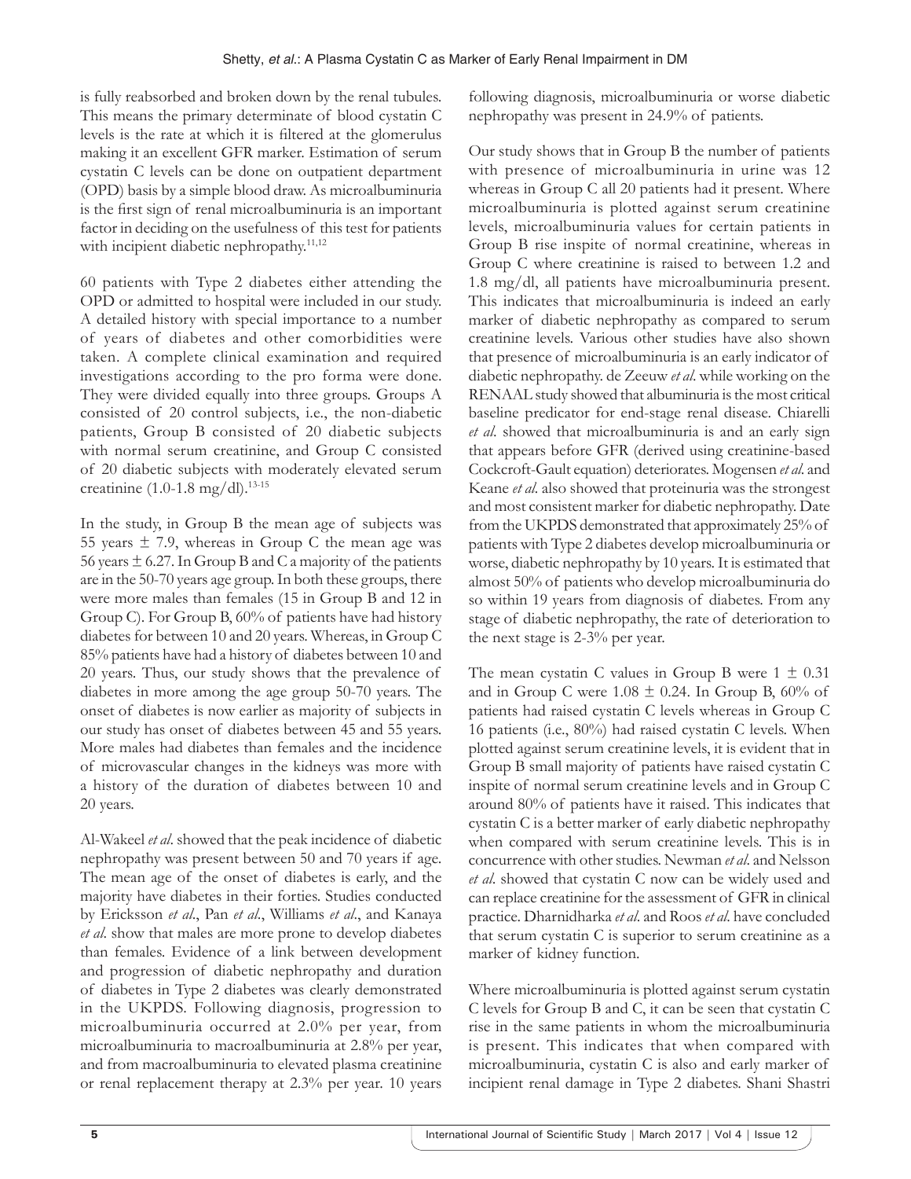is fully reabsorbed and broken down by the renal tubules. This means the primary determinate of blood cystatin C levels is the rate at which it is filtered at the glomerulus making it an excellent GFR marker. Estimation of serum cystatin C levels can be done on outpatient department (OPD) basis by a simple blood draw. As microalbuminuria is the first sign of renal microalbuminuria is an important factor in deciding on the usefulness of this test for patients with incipient diabetic nephropathy.[11,12]

60 patients with Type 2 diabetes either attending the OPD or admitted to hospital were included in our study. A detailed history with special importance to a number of years of diabetes and other comorbidities were taken. A complete clinical examination and required investigations according to the pro forma were done. They were divided equally into three groups. Groups A consisted of 20 control subjects, i.e., the non-diabetic patients, Group B consisted of 20 diabetic subjects with normal serum creatinine, and Group C consisted of 20 diabetic subjects with moderately elevated serum creatinine (1.0-1.8 mg/dl).[13-15]

In the study, in Group B the mean age of subjects was 55 years ± 7.9, whereas in Group C the mean age was 56 years ± 6.27. In Group B and C a majority of the patients are in the 50-70 years age group. In both these groups, there were more males than females (15 in Group B and 12 in Group C). For Group B, 60% of patients have had history diabetes for between 10 and 20 years. Whereas, in Group C 85% patients have had a history of diabetes between 10 and 20 years. Thus, our study shows that the prevalence of diabetes in more among the age group 50-70 years. The onset of diabetes is now earlier as majority of subjects in our study has onset of diabetes between 45 and 55 years. More males had diabetes than females and the incidence of microvascular changes in the kidneys was more with a history of the duration of diabetes between 10 and 20 years.

Al-Wakeel *et al*. showed that the peak incidence of diabetic nephropathy was present between 50 and 70 years if age. The mean age of the onset of diabetes is early, and the majority have diabetes in their forties. Studies conducted by Ericksson *et al*., Pan *et al*., Williams *et al*., and Kanaya *et al*. show that males are more prone to develop diabetes than females. Evidence of a link between development and progression of diabetic nephropathy and duration of diabetes in Type 2 diabetes was clearly demonstrated in the UKPDS. Following diagnosis, progression to microalbuminuria occurred at 2.0% per year, from microalbuminuria to macroalbuminuria at 2.8% per year, and from macroalbuminuria to elevated plasma creatinine or renal replacement therapy at 2.3% per year. 10 years following diagnosis, microalbuminuria or worse diabetic nephropathy was present in 24.9% of patients.

Our study shows that in Group B the number of patients with presence of microalbuminuria in urine was 12 whereas in Group C all 20 patients had it present. Where microalbuminuria is plotted against serum creatinine levels, microalbuminuria values for certain patients in Group B rise inspite of normal creatinine, whereas in Group C where creatinine is raised to between 1.2 and 1.8 mg/dl, all patients have microalbuminuria present. This indicates that microalbuminuria is indeed an early marker of diabetic nephropathy as compared to serum creatinine levels. Various other studies have also shown that presence of microalbuminuria is an early indicator of diabetic nephropathy. de Zeeuw *et al*. while working on the RENAAL study showed that albuminuria is the most critical baseline predicator for end-stage renal disease. Chiarelli *et al*. showed that microalbuminuria is and an early sign that appears before GFR (derived using creatinine-based Cockcroft-Gault equation) deteriorates. Mogensen *et al*. and Keane *et al*. also showed that proteinuria was the strongest and most consistent marker for diabetic nephropathy. Date from the UKPDS demonstrated that approximately 25% of patients with Type 2 diabetes develop microalbuminuria or worse, diabetic nephropathy by 10 years. It is estimated that almost 50% of patients who develop microalbuminuria do so within 19 years from diagnosis of diabetes. From any stage of diabetic nephropathy, the rate of deterioration to the next stage is 2-3% per year.

The mean cystatin C values in Group B were 1 ± 0.31 and in Group C were 1.08 ± 0.24. In Group B, 60% of patients had raised cystatin C levels whereas in Group C 16 patients (i.e., 80%) had raised cystatin C levels. When plotted against serum creatinine levels, it is evident that in Group B small majority of patients have raised cystatin C inspite of normal serum creatinine levels and in Group C around 80% of patients have it raised. This indicates that cystatin C is a better marker of early diabetic nephropathy when compared with serum creatinine levels. This is in concurrence with other studies. Newman *et al*. and Nelsson *et al*. showed that cystatin C now can be widely used and can replace creatinine for the assessment of GFR in clinical practice. Dharnidharka *et al*. and Roos *et al*. have concluded that serum cystatin C is superior to serum creatinine as a marker of kidney function.

Where microalbuminuria is plotted against serum cystatin C levels for Group B and C, it can be seen that cystatin C rise in the same patients in whom the microalbuminuria is present. This indicates that when compared with microalbuminuria, cystatin C is also and early marker of incipient renal damage in Type 2 diabetes. Shani Shastri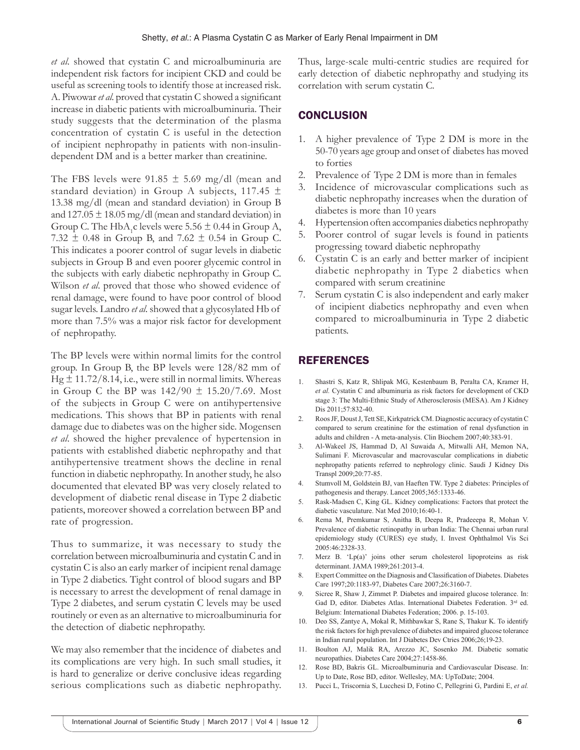*et al.* showed that cystatin C and microalbuminuria are independent risk factors for incipient CKD and could be useful as screening tools to identify those at increased risk. A. Piwowar *et al.* proved that cystatin C showed a significant increase in diabetic patients with microalbuminuria. Their study suggests that the determination of the plasma concentration of cystatin C is useful in the detection of incipient nephropathy in patients with non-insulin-dependent DM and is a better marker than creatinine.

The FBS levels were 91.85 ± 5.69 mg/dl (mean and standard deviation) in Group A subjects, 117.45 ± 13.38 mg/dl (mean and standard deviation) in Group B and 127.05 ± 18.05 mg/dl (mean and standard deviation) in Group C. The $HbA_1c$ levels were 5.56 ± 0.44 in Group A, 7.32 ± 0.48 in Group B, and 7.62 ± 0.54 in Group C. This indicates a poorer control of sugar levels in diabetic subjects in Group B and even poorer glycemic control in the subjects with early diabetic nephropathy in Group C. Wilson *et al.* proved that those who showed evidence of renal damage, were found to have poor control of blood sugar levels. Landro *et al.* showed that a glycosylated Hb of more than 7.5% was a major risk factor for development of nephropathy.

The BP levels were within normal limits for the control group. In Group B, the BP levels were 128/82 mm of Hg ± 11.72/8.14, i.e., were still in normal limits. Whereas in Group C the BP was 142/90 ± 15.20/7.69. Most of the subjects in Group C were on antihypertensive medications. This shows that BP in patients with renal damage due to diabetes was on the higher side. Mogensen *et al.* showed the higher prevalence of hypertension in patients with established diabetic nephropathy and that antihypertensive treatment shows the decline in renal function in diabetic nephropathy. In another study, he also documented that elevated BP was very closely related to development of diabetic renal disease in Type 2 diabetic patients, moreover showed a correlation between BP and rate of progression.

Thus to summarize, it was necessary to study the correlation between microalbuminuria and cystatin C and in cystatin C is also an early marker of incipient renal damage in Type 2 diabetics. Tight control of blood sugars and BP is necessary to arrest the development of renal damage in Type 2 diabetes, and serum cystatin C levels may be used routinely or even as an alternative to microalbuminuria for the detection of diabetic nephropathy.

We may also remember that the incidence of diabetes and its complications are very high. In such small studies, it is hard to generalize or derive conclusive ideas regarding serious complications such as diabetic nephropathy. Thus, large-scale multi-centric studies are required for early detection of diabetic nephropathy and studying its correlation with serum cystatin C.

## CONCLUSION

1. A higher prevalence of Type 2 DM is more in the 50-70 years age group and onset of diabetes has moved to forties
2. Prevalence of Type 2 DM is more than in females
3. Incidence of microvascular complications such as diabetic nephropathy increases when the duration of diabetes is more than 10 years
4. Hypertension often accompanies diabetics nephropathy
5. Poorer control of sugar levels is found in patients progressing toward diabetic nephropathy
6. Cystatin C is an early and better marker of incipient diabetic nephropathy in Type 2 diabetics when compared with serum creatinine
7. Serum cystatin C is also independent and early maker of incipient diabetics nephropathy and even when compared to microalbuminuria in Type 2 diabetic patients.

## REFERENCES

1. Shastri S, Katz R, Shlipak MG, Kestenbaum B, Peralta CA, Kramer H, *et al.* Cystatin C and albuminuria as risk factors for development of CKD stage 3: The Multi-Ethnic Study of Atherosclerosis (MESA). Am J Kidney Dis 2011;57:832-40.
2. Roos JF, Doust J, Tett SE, Kirkpatrick CM. Diagnostic accuracy of cystatin C compared to serum creatinine for the estimation of renal dysfunction in adults and children - A meta-analysis. Clin Biochem 2007;40:383-91.
3. Al-Wakeel JS, Hammad D, Al Suwaida A, Mitwalli AH, Memon NA, Sulimani F. Microvascular and macrovascular complications in diabetic nephropathy patients referred to nephrology clinic. Saudi J Kidney Dis Transpl 2009;20:77-85.
4. Stumvoll M, Goldstein BJ, van Haeften TW. Type 2 diabetes: Principles of pathogenesis and therapy. Lancet 2005;365:1333-46.
5. Rask-Madsen C, King GL. Kidney complications: Factors that protect the diabetic vasculature. Nat Med 2010;16:40-1.
6. Rema M, Premkumar S, Anitha B, Deepa R, Pradeeepa R, Mohan V. Prevalence of diabetic retinopathy in urban India: The Chennai urban rural epidemiology study (CURES) eye study, I. Invest Ophthalmol Vis Sci 2005:46:2328-33.
7. Merz B. 'Lp(a)' joins other serum cholesterol lipoproteins as risk determinant. JAMA 1989;261:2013-4.
8. Expert Committee on the Diagnosis and Classification of Diabetes. Diabetes Care 1997;20:1183-97, Diabetes Care 2007;26:3160-7.
9. Sicree R, Shaw J, Zimmet P. Diabetes and impaired glucose tolerance. In: Gad D, editor. Diabetes Atlas. International Diabetes Federation. 3rd ed. Belgium: International Diabetes Federation; 2006. p. 15-103.
10. Deo SS, Zantye A, Mokal R, Mithbawkar S, Rane S, Thakur K. To identify the risk factors for high prevalence of diabetes and impaired glucose tolerance in Indian rural population. Int J Diabetes Dev Ctries 2006;26;19-23.
11. Boulton AJ, Malik RA, Arezzo JC, Sosenko JM. Diabetic somatic neuropathies. Diabetes Care 2004;27:1458-86.
12. Rose BD, Bakris GL. Microalbuminuria and Cardiovascular Disease. In: Up to Date, Rose BD, editor. Wellesley, MA: UpToDate; 2004.
13. Pucci L, Triscornia S, Lucchesi D, Fotino C, Pellegrini G, Pardini E, *et al.*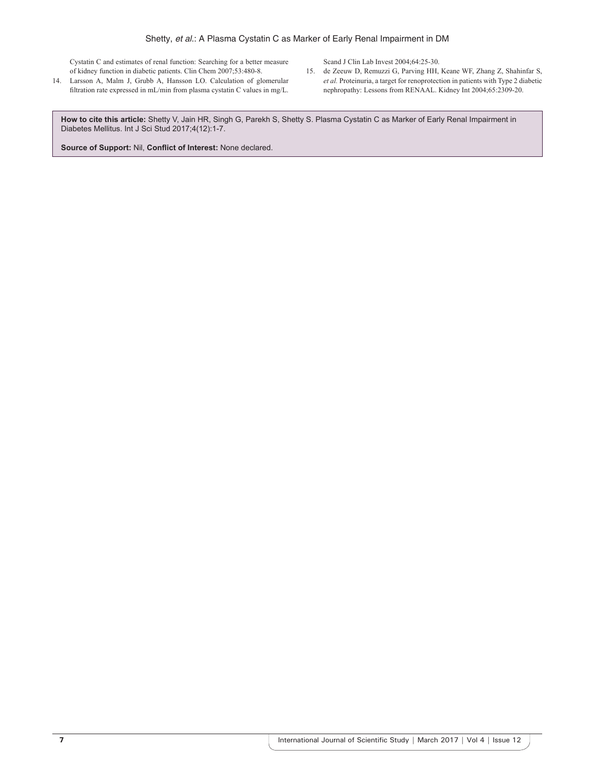Cystatin C and estimates of renal function: Searching for a better measure of kidney function in diabetic patients. Clin Chem 2007;53:480-8.

14. Larsson A, Malm J, Grubb A, Hansson LO. Calculation of glomerular filtration rate expressed in mL/min from plasma cystatin C values in mg/L. Scand J Clin Lab Invest 2004;64:25-30.
15. de Zeeuw D, Remuzzi G, Parving HH, Keane WF, Zhang Z, Shahinfar S, *et al.* Proteinuria, a target for renoprotection in patients with Type 2 diabetic nephropathy: Lessons from RENAAL. Kidney Int 2004;65:2309-20.

**How to cite this article:** Shetty V, Jain HR, Singh G, Parekh S, Shetty S. Plasma Cystatin C as Marker of Early Renal Impairment in Diabetes Mellitus. Int J Sci Stud 2017;4(12):1-7.

**Source of Support:** Nil, **Conflict of Interest:** None declared.